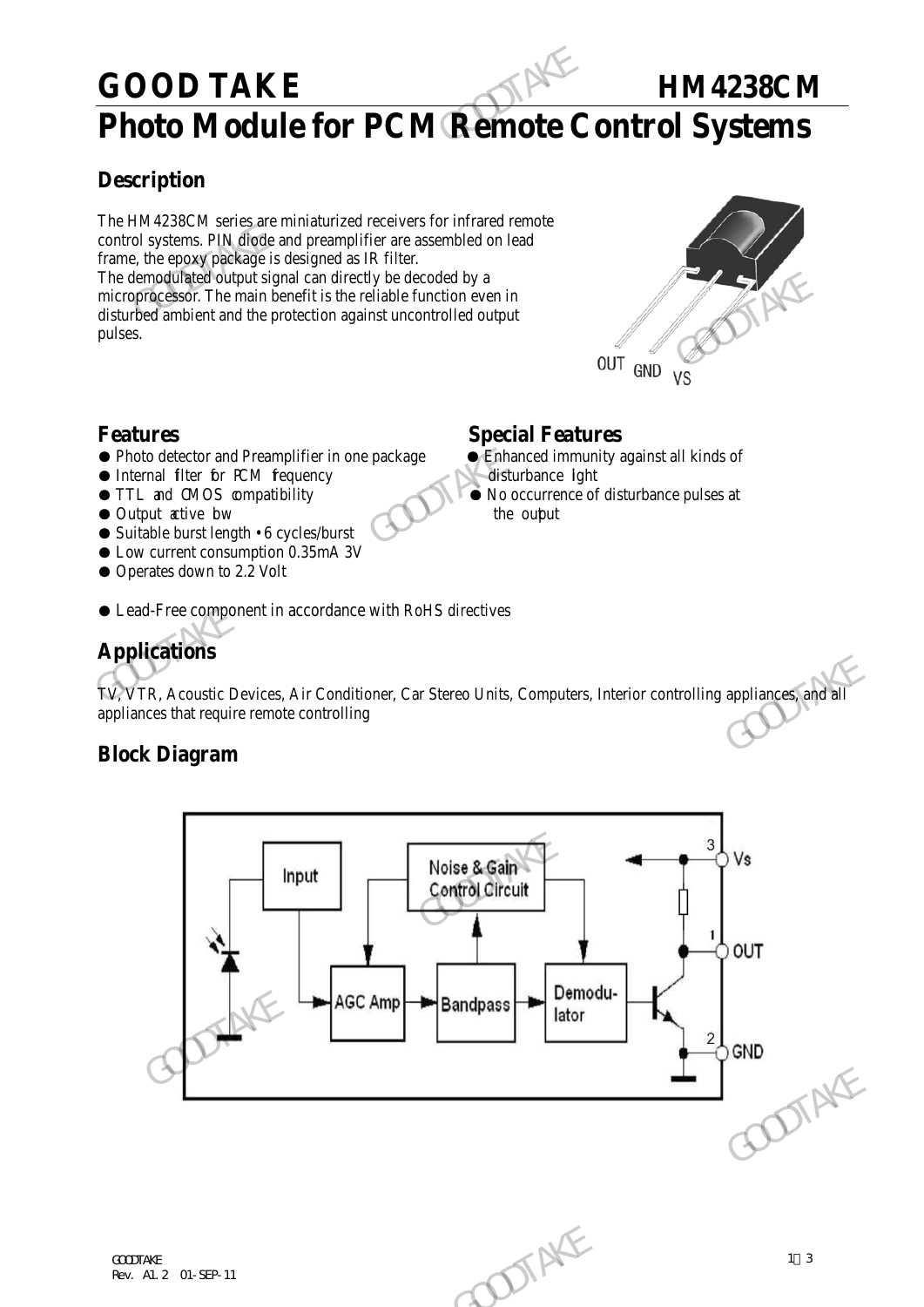# GOOD TAKE HM4238CM

# Photo Module for PCM Remote Control Systems

## Description

The HM4238CM series are miniaturized receivers for infrared remote control systems. PIN diode and preamplifier are assembled on lead frame, the epoxy package is designed as IR filter.
The demodulated output signal can directly be decoded by a microprocessor. The main benefit is the reliable function even in disturbed ambient and the protection against uncontrolled output pulses.

OUT GND VS

## Features

- Photo detector and Preamplifier in one package
- Internal filter for PCM frequency
- TTL and CMOS compatibility
- Output active low
- Suitable burst length • 6 cycles/burst
- Low current consumption 0.35mA 3V
- Operates down to 2.2 Volt
- Lead-Free component in accordance with RoHS directives

## Special Features

- Enhanced immunity against all kinds of disturbance light
- No occurrence of disturbance pulses at the output

## Applications

TV, VTR, Acoustic Devices, Air Conditioner, Car Stereo Units, Computers, Interior controlling appliances, and all appliances that require remote controlling

## Block Diagram

Input → AGC Amp → Bandpass → Demodulator

Noise & Gain Control Circuit

3 Vs

1 OUT

2 GND

GOODTAKE
Rev. A1.2 01-SEP-11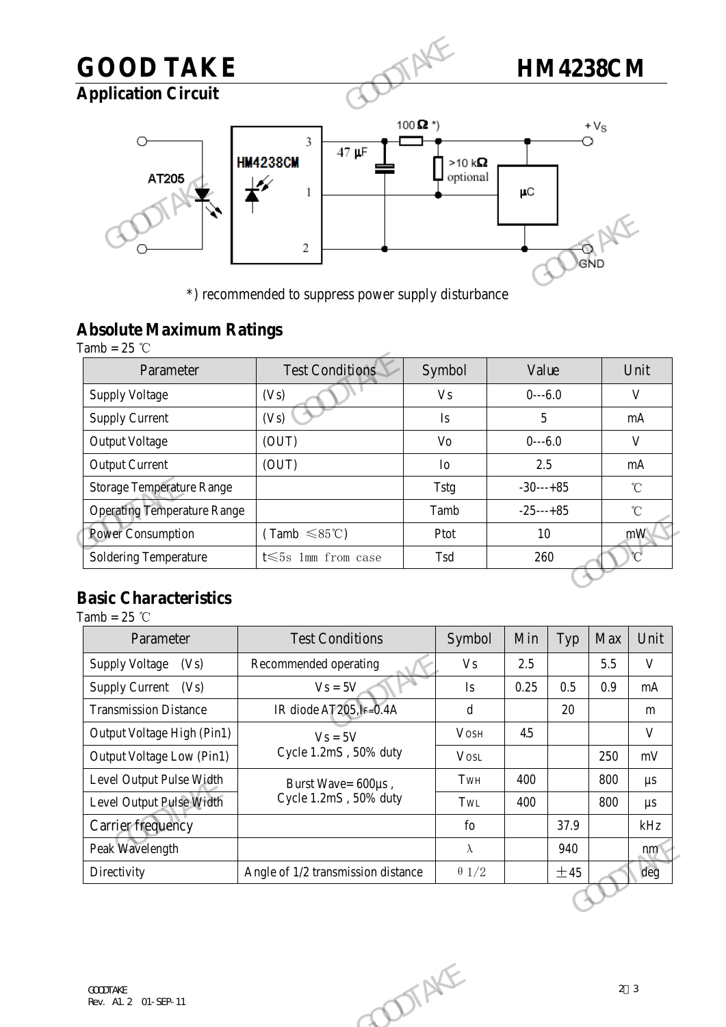## Application Circuit

*) recommended to suppress power supply disturbance

## Absolute Maximum Ratings

Tamb = 25 ℃

| Parameter | Test Conditions | Symbol | Value | Unit |
|---|---|---|---|---|
| Supply Voltage | (Vs) | Vs | 0---6.0 | V |
| Supply Current | (Vs) | Is | 5 | mA |
| Output Voltage | (OUT) | Vo | 0---6.0 | V |
| Output Current | (OUT) | Io | 2.5 | mA |
| Storage Temperature Range | | Tstg | -30---+85 | ℃ |
| Operating Temperature Range | | Tamb | -25---+85 | ℃ |
| Power Consumption | (Tamb ≤85℃) | Ptot | 10 | mW |
| Soldering Temperature | t≤5s 1mm from case | Tsd | 260 | ℃ |

## Basic Characteristics

Tamb = 25 ℃

| Parameter | Test Conditions | Symbol | Min | Typ | Max | Unit |
|---|---|---|---|---|---|---|
| Supply Voltage (Vs) | Recommended operating | Vs | 2.5 | | 5.5 | V |
| Supply Current (Vs) | Vs = 5V | Is | 0.25 | 0.5 | 0.9 | mA |
| Transmission Distance | IR diode AT205, $I_F$=0.4A | d | | 20 | | m |
| Output Voltage High (Pin1) | Vs = 5V Cycle 1.2mS , 50% duty | $V_{OSH}$ | 4.5 | | | V |
| Output Voltage Low (Pin1) | | $V_{OSL}$ | | | 250 | mV |
| Level Output Pulse Width | Burst Wave= 600µs , Cycle 1.2mS , 50% duty | $T_{WH}$ | 400 | | 800 | µs |
| Level Output Pulse Width | | $T_{WL}$ | 400 | | 800 | µs |
| Carrier frequency | | fo | | 37.9 | | kHz |
| Peak Wavelength | | λ | | 940 | | nm |
| Directivity | Angle of 1/2 transmission distance | θ1/2 | | ±45 | | deg |

GOODTAKE
Rev. A1.2 01-SEP-11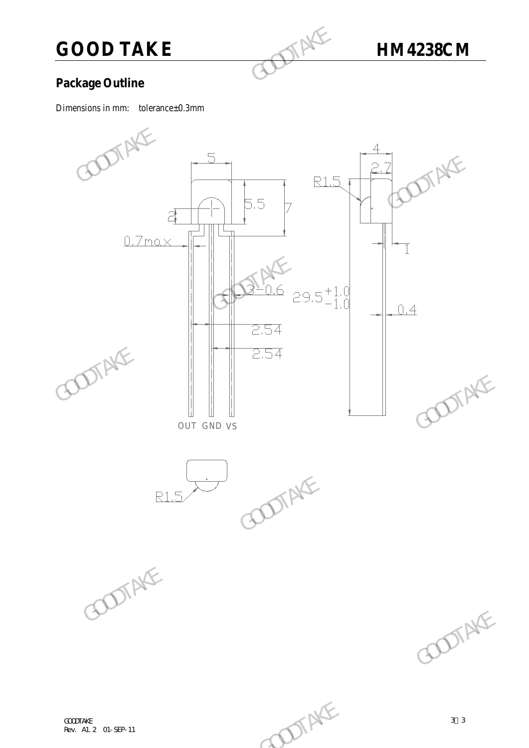## Package Outline

Dimensions in mm: tolerance±0.3mm

5

5.5

7

2

0.7max

3-0.6

$29.5^{+1.0}_{-1.0}$

2.54

2.54

OUT GND VS

4

2.7

R1.5

1

0.4

R1.5